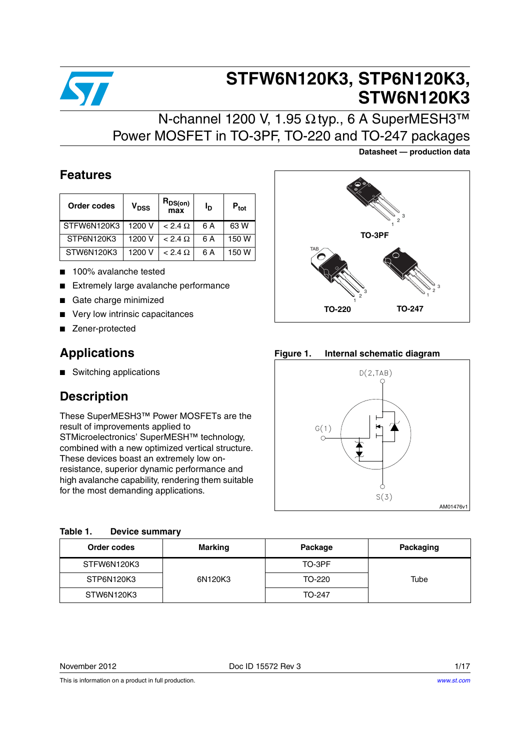# STFW6N120K3, STP6N120K3, STW6N120K3

## N-channel 1200 V, 1.95 Ω typ., 6 A SuperMESH3™ Power MOSFET in TO-3PF, TO-220 and TO-247 packages

**Datasheet — production data**

## Features

| Order codes | $V_{DSS}$ | $R_{DS(on)}$ max | $I_D$ | $P_{tot}$ |
|---|---|---|---|---|
| STFW6N120K3 | 1200 V | < 2.4 Ω | 6 A | 63 W |
| STP6N120K3 | 1200 V | < 2.4 Ω | 6 A | 150 W |
| STW6N120K3 | 1200 V | < 2.4 Ω | 6 A | 150 W |

- 100% avalanche tested
- Extremely large avalanche performance
- Gate charge minimized
- Very low intrinsic capacitances
- Zener-protected

TO-3PF

TO-220

TO-247

## Applications

- Switching applications

## Description

These SuperMESH3™ Power MOSFETs are the result of improvements applied to STMicroelectronics' SuperMESH™ technology, combined with a new optimized vertical structure. These devices boast an extremely low on-resistance, superior dynamic performance and high avalanche capability, rendering them suitable for the most demanding applications.

**Figure 1. Internal schematic diagram**

D(2,TAB)

G(1)

S(3)

AM01476v1

**Table 1. Device summary**

| Order codes | Marking | Package | Packaging |
|---|---|---|---|
| STFW6N120K3 | 6N120K3 | TO-3PF | Tube |
| STP6N120K3 | | TO-220 | |
| STW6N120K3 | | TO-247 | |

November 2012 Doc ID 15572 Rev 3

This is information on a product in full production.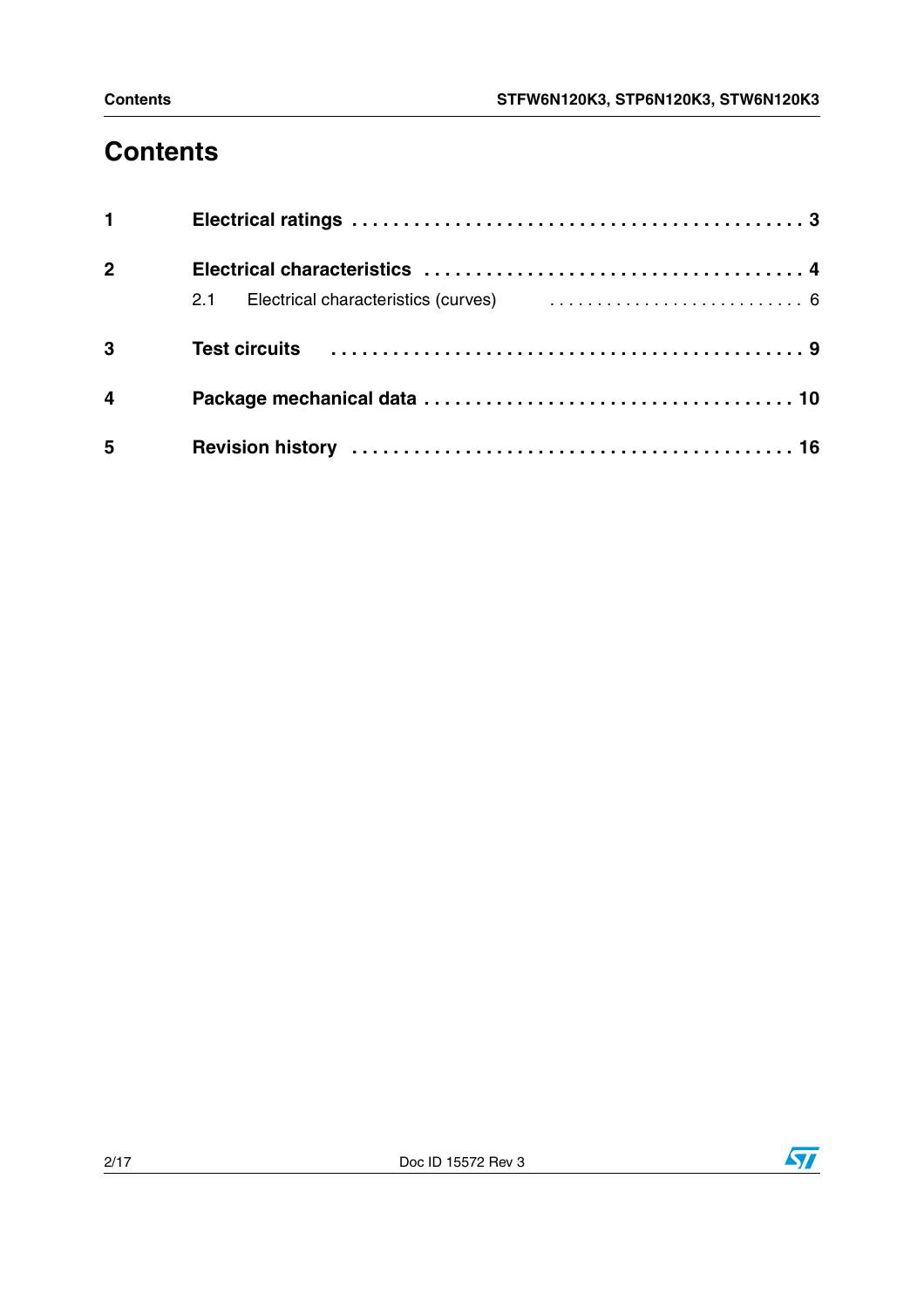# Contents

1 **Electrical ratings** . . . . . . . . . . . . . . . . . . . . . . . . . . . . . . . . . . . . . . . . . . . . 3

2 **Electrical characteristics** . . . . . . . . . . . . . . . . . . . . . . . . . . . . . . . . . . . . . 4

  2.1 Electrical characteristics (curves) . . . . . . . . . . . . . . . . . . . . . . . . . . . 6

3 **Test circuits** . . . . . . . . . . . . . . . . . . . . . . . . . . . . . . . . . . . . . . . . . . . . . 9

4 **Package mechanical data** . . . . . . . . . . . . . . . . . . . . . . . . . . . . . . . . . . 10

5 **Revision history** . . . . . . . . . . . . . . . . . . . . . . . . . . . . . . . . . . . . . . . . . 16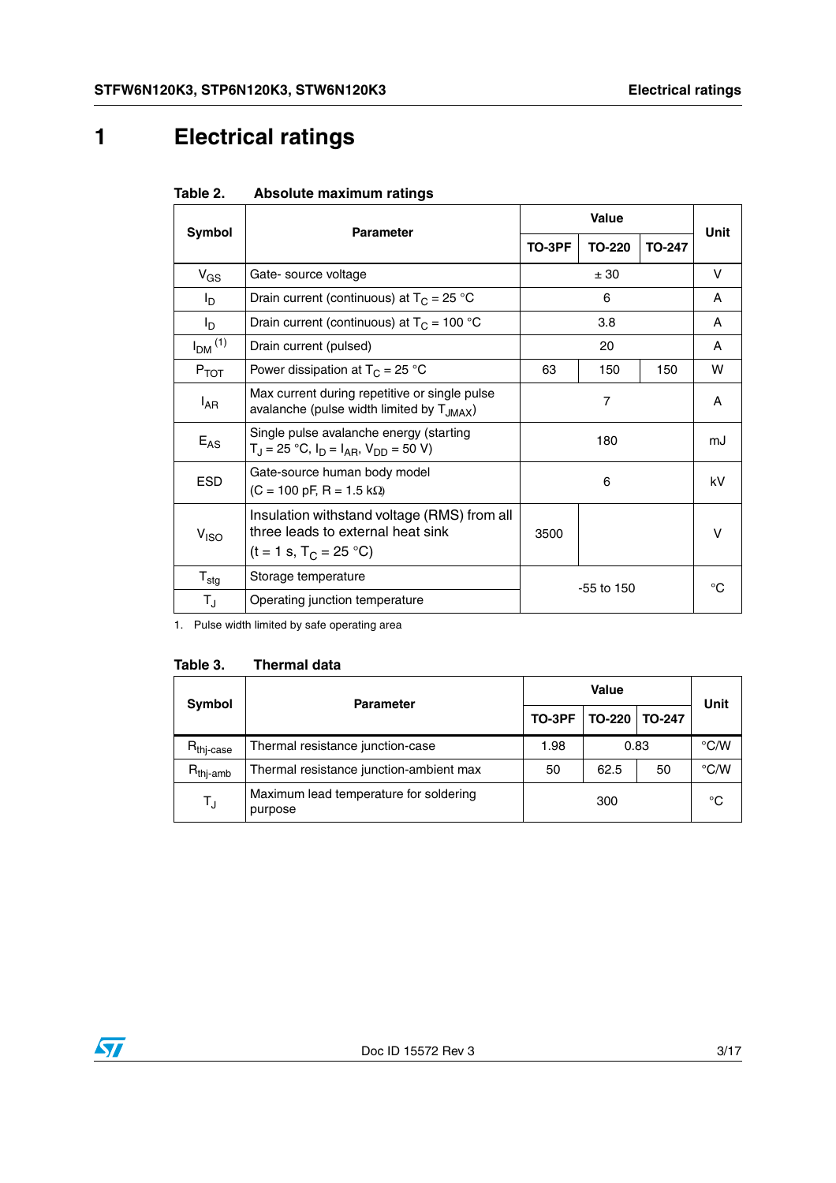# 1 Electrical ratings

**Table 2. Absolute maximum ratings**

| Symbol | Parameter | Value | | | Unit |
|---|---|---|---|---|---|
| | | TO-3PF | TO-220 | TO-247 | |
| $V_{GS}$ | Gate- source voltage | ± 30 | | | V |
| $I_D$ | Drain current (continuous) at $T_C$ = 25 °C | 6 | | | A |
| $I_D$ | Drain current (continuous) at $T_C$ = 100 °C | 3.8 | | | A |
| $I_{DM}$ [(1)] | Drain current (pulsed) | 20 | | | A |
| $P_{TOT}$ | Power dissipation at $T_C$ = 25 °C | 63 | 150 | 150 | W |
| $I_{AR}$ | Max current during repetitive or single pulse avalanche (pulse width limited by $T_{JMAX}$) | 7 | | | A |
| $E_{AS}$ | Single pulse avalanche energy (starting $T_J$ = 25 °C, $I_D$ = $I_{AR}$, $V_{DD}$ = 50 V) | 180 | | | mJ |
| ESD | Gate-source human body model (C = 100 pF, R = 1.5 kΩ) | 6 | | | kV |
| $V_{ISO}$ | Insulation withstand voltage (RMS) from all three leads to external heat sink (t = 1 s, $T_C$ = 25 °C) | 3500 | | | V |
| $T_{stg}$ | Storage temperature | -55 to 150 | | | °C |
| $T_J$ | Operating junction temperature | | | | |

1. Pulse width limited by safe operating area

**Table 3. Thermal data**

| Symbol | Parameter | Value | | | Unit |
|---|---|---|---|---|---|
| | | TO-3PF | TO-220 | TO-247 | |
| $R_{thj\text{-}case}$ | Thermal resistance junction-case | 1.98 | 0.83 | | °C/W |
| $R_{thj\text{-}amb}$ | Thermal resistance junction-ambient max | 50 | 62.5 | 50 | °C/W |
| $T_J$ | Maximum lead temperature for soldering purpose | 300 | | | °C |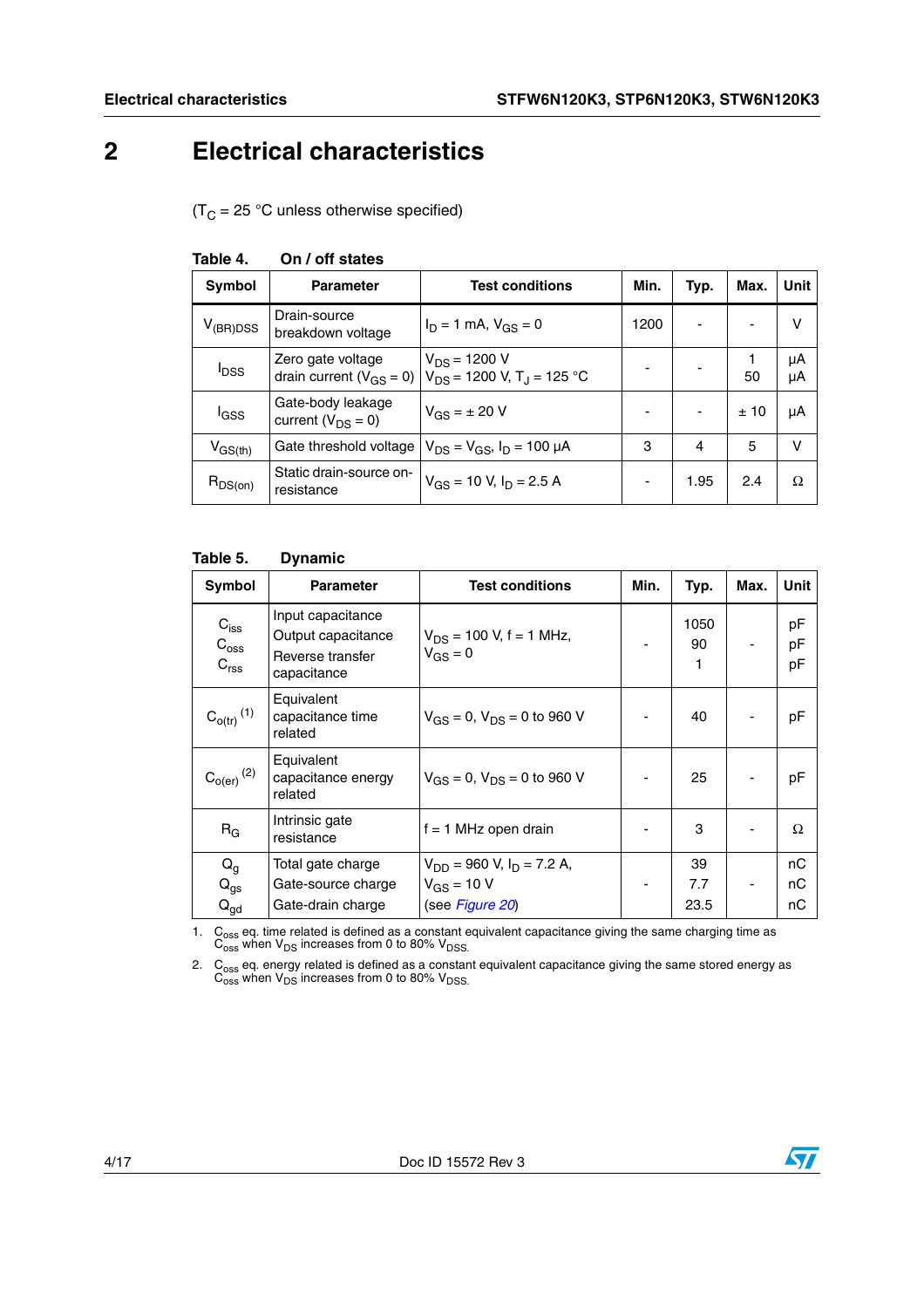# 2 Electrical characteristics

($T_C$ = 25 °C unless otherwise specified)

**Table 4. On / off states**

| Symbol | Parameter | Test conditions | Min. | Typ. | Max. | Unit |
|---|---|---|---|---|---|---|
| $V_{(BR)DSS}$ | Drain-source breakdown voltage | $I_D$ = 1 mA, $V_{GS}$ = 0 | 1200 | - | - | V |
| $I_{DSS}$ | Zero gate voltage drain current ($V_{GS}$ = 0) | $V_{DS}$ = 1200 V<br>$V_{DS}$ = 1200 V, $T_J$ = 125 °C | - | - | 1<br>50 | µA<br>µA |
| $I_{GSS}$ | Gate-body leakage current ($V_{DS}$ = 0) | $V_{GS}$ = ± 20 V | - | - | ± 10 | µA |
| $V_{GS(th)}$ | Gate threshold voltage | $V_{DS}$ = $V_{GS}$, $I_D$ = 100 µA | 3 | 4 | 5 | V |
| $R_{DS(on)}$ | Static drain-source on-resistance | $V_{GS}$ = 10 V, $I_D$ = 2.5 A | - | 1.95 | 2.4 | Ω |

**Table 5. Dynamic**

| Symbol | Parameter | Test conditions | Min. | Typ. | Max. | Unit |
|---|---|---|---|---|---|---|
| $C_{iss}$<br>$C_{oss}$<br>$C_{rss}$ | Input capacitance<br>Output capacitance<br>Reverse transfer capacitance | $V_{DS}$ = 100 V, f = 1 MHz, $V_{GS}$ = 0 | - | 1050<br>90<br>1 | - | pF<br>pF<br>pF |
| $C_{o(tr)}$ (1) | Equivalent capacitance time related | $V_{GS}$ = 0, $V_{DS}$ = 0 to 960 V | - | 40 | - | pF |
| $C_{o(er)}$ (2) | Equivalent capacitance energy related | $V_{GS}$ = 0, $V_{DS}$ = 0 to 960 V | - | 25 | - | pF |
| $R_G$ | Intrinsic gate resistance | f = 1 MHz open drain | - | 3 | - | Ω |
| $Q_g$<br>$Q_{gs}$<br>$Q_{gd}$ | Total gate charge<br>Gate-source charge<br>Gate-drain charge | $V_{DD}$ = 960 V, $I_D$ = 7.2 A, $V_{GS}$ = 10 V (see *Figure 20*) | - | 39<br>7.7<br>23.5 | - | nC<br>nC<br>nC |

1. $C_{oss}$ eq. time related is defined as a constant equivalent capacitance giving the same charging time as $C_{oss}$ when $V_{DS}$ increases from 0 to 80% $V_{DSS}$.
2. $C_{oss}$ eq. energy related is defined as a constant equivalent capacitance giving the same stored energy as $C_{oss}$ when $V_{DS}$ increases from 0 to 80% $V_{DSS}$.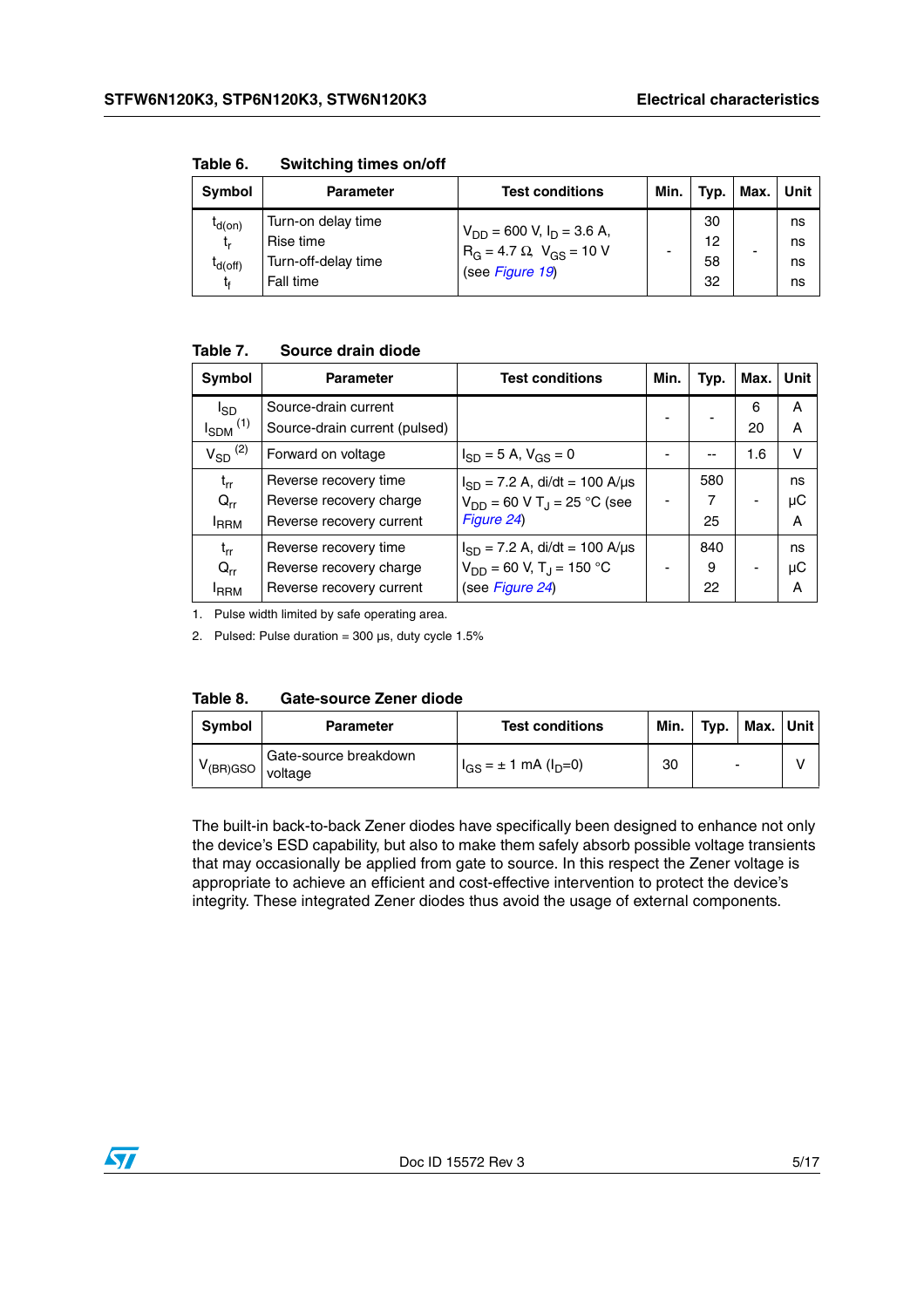Table 6. Switching times on/off

| Symbol | Parameter | Test conditions | Min. | Typ. | Max. | Unit |
|---|---|---|---|---|---|---|
| $t_{d(on)}$<br>$t_r$<br>$t_{d(off)}$<br>$t_f$ | Turn-on delay time<br>Rise time<br>Turn-off-delay time<br>Fall time | $V_{DD}$ = 600 V, $I_D$ = 3.6 A,<br>$R_G$ = 4.7 Ω, $V_{GS}$ = 10 V<br>(see *Figure 19*) | - | 30<br>12<br>58<br>32 | - | ns<br>ns<br>ns<br>ns |

Table 7. Source drain diode

| Symbol | Parameter | Test conditions | Min. | Typ. | Max. | Unit |
|---|---|---|---|---|---|---|
| $I_{SD}$<br>$I_{SDM}$ (1) | Source-drain current<br>Source-drain current (pulsed) | | - | - | 6<br>20 | A<br>A |
| $V_{SD}$ (2) | Forward on voltage | $I_{SD}$ = 5 A, $V_{GS}$ = 0 | - | -- | 1.6 | V |
| $t_{rr}$<br>$Q_{rr}$<br>$I_{RRM}$ | Reverse recovery time<br>Reverse recovery charge<br>Reverse recovery current | $I_{SD}$ = 7.2 A, di/dt = 100 A/µs<br>$V_{DD}$ = 60 V $T_J$ = 25 °C (see *Figure 24*) | - | 580<br>7<br>25 | - | ns<br>µC<br>A |
| $t_{rr}$<br>$Q_{rr}$<br>$I_{RRM}$ | Reverse recovery time<br>Reverse recovery charge<br>Reverse recovery current | $I_{SD}$ = 7.2 A, di/dt = 100 A/µs<br>$V_{DD}$ = 60 V, $T_J$ = 150 °C<br>(see *Figure 24*) | - | 840<br>9<br>22 | - | ns<br>µC<br>A |

1. Pulse width limited by safe operating area.
2. Pulsed: Pulse duration = 300 µs, duty cycle 1.5%

Table 8. Gate-source Zener diode

| Symbol | Parameter | Test conditions | Min. | Typ. | Max. | Unit |
|---|---|---|---|---|---|---|
| $V_{(BR)GSO}$ | Gate-source breakdown voltage | $I_{GS}$ = ± 1 mA ($I_D$=0) | 30 | - | | V |

The built-in back-to-back Zener diodes have specifically been designed to enhance not only the device's ESD capability, but also to make them safely absorb possible voltage transients that may occasionally be applied from gate to source. In this respect the Zener voltage is appropriate to achieve an efficient and cost-effective intervention to protect the device's integrity. These integrated Zener diodes thus avoid the usage of external components.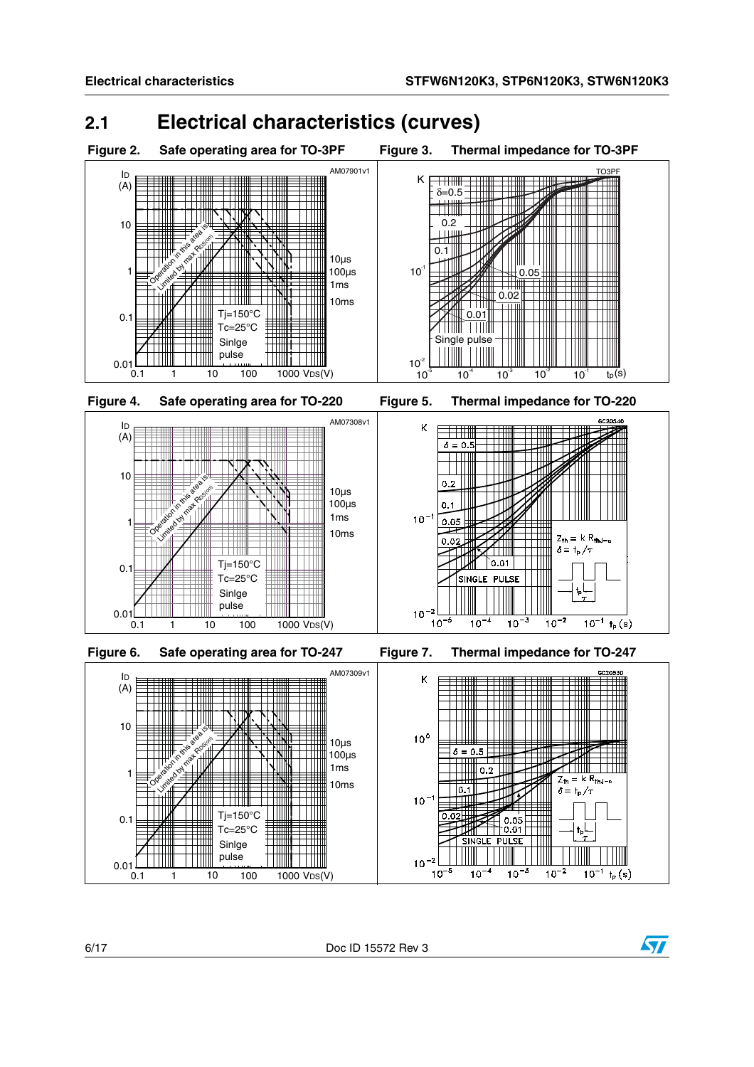## 2.1 Electrical characteristics (curves)

Figure 2. Safe operating area for TO-3PF

Figure 3. Thermal impedance for TO-3PF

Figure 4. Safe operating area for TO-220

Figure 5. Thermal impedance for TO-220

Figure 6. Safe operating area for TO-247

Figure 7. Thermal impedance for TO-247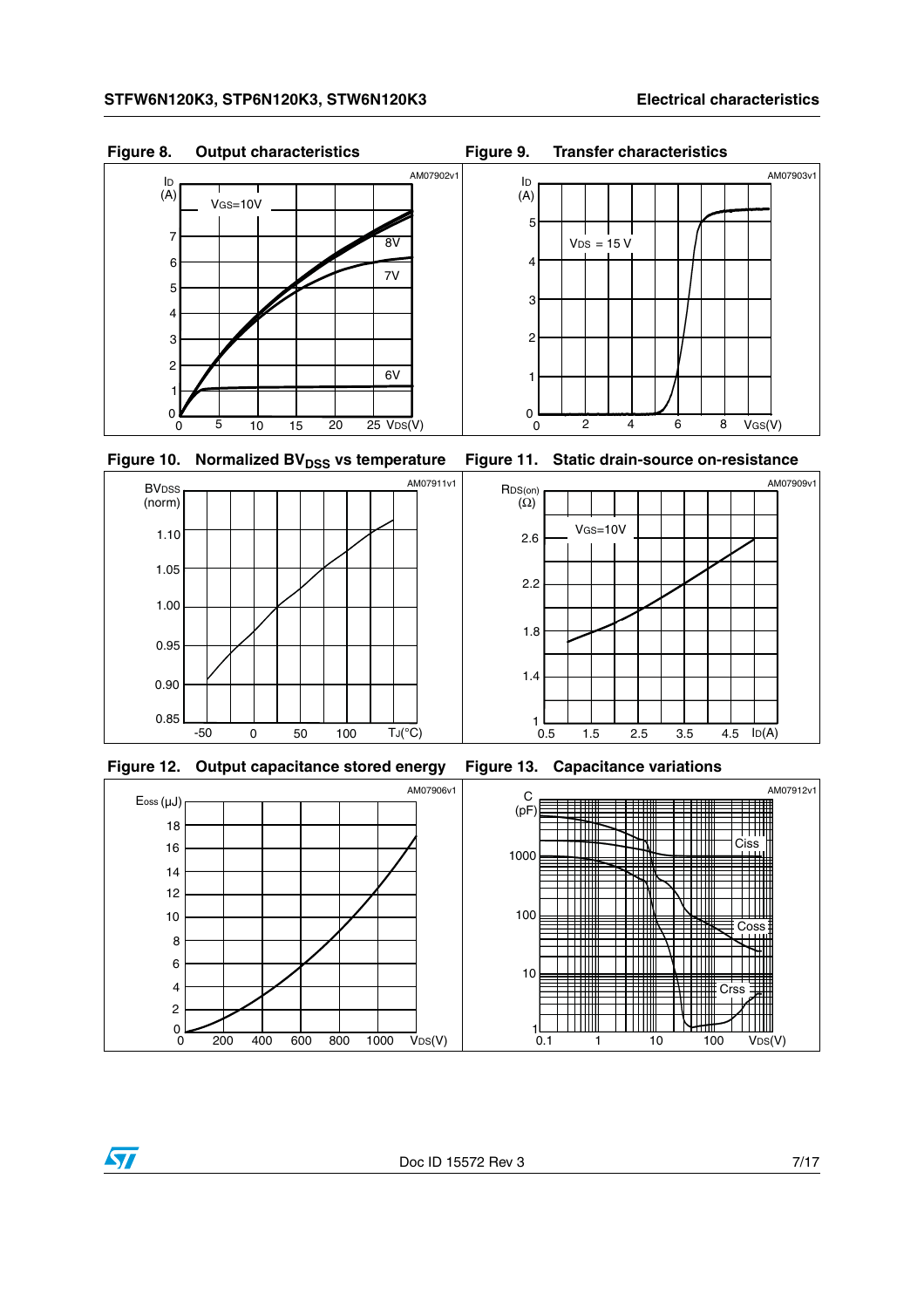Figure 8. Output characteristics

Figure 9. Transfer characteristics

Figure 10. Normalized $BV_{DSS}$ vs temperature

Figure 11. Static drain-source on-resistance

Figure 12. Output capacitance stored energy

Figure 13. Capacitance variations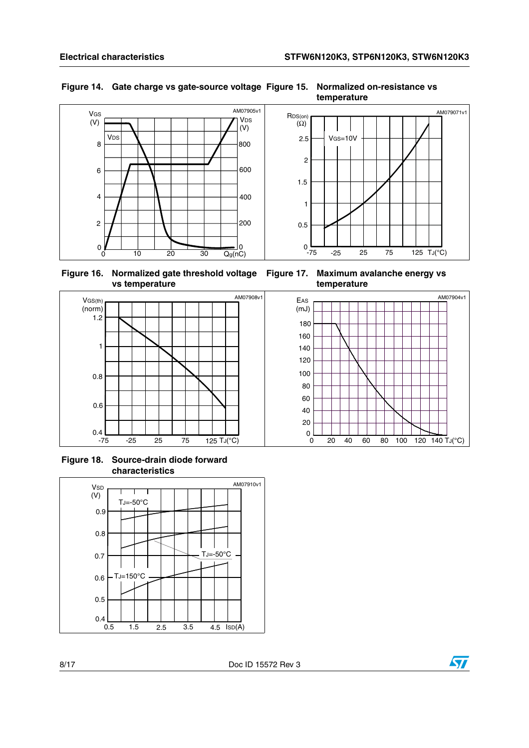Figure 14. Gate charge vs gate-source voltage

Figure 15. Normalized on-resistance vs temperature

Figure 16. Normalized gate threshold voltage vs temperature

Figure 17. Maximum avalanche energy vs temperature

Figure 18. Source-drain diode forward characteristics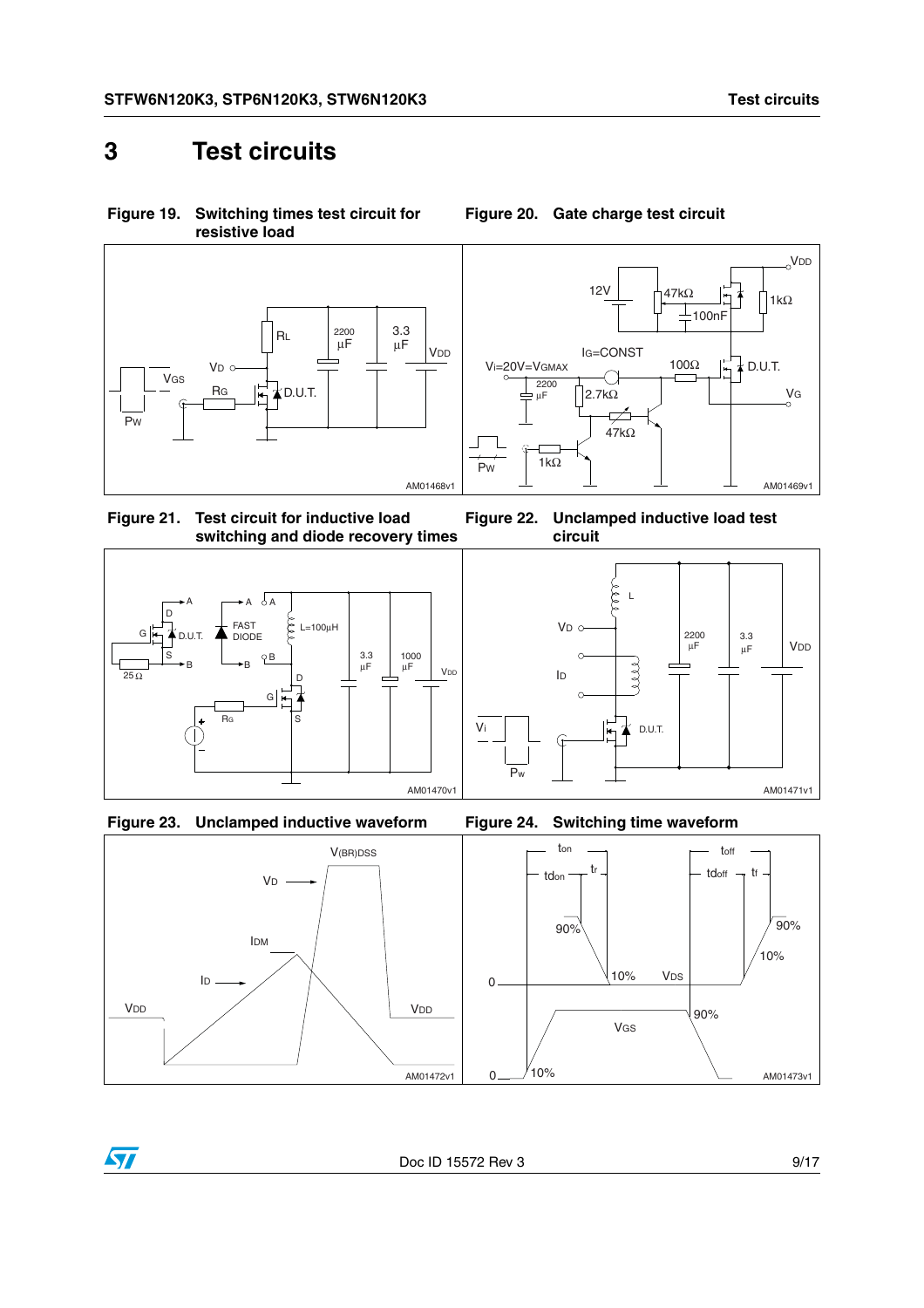# 3 Test circuits

**Figure 19. Switching times test circuit for resistive load**

**Figure 20. Gate charge test circuit**

**Figure 21. Test circuit for inductive load switching and diode recovery times**

**Figure 22. Unclamped inductive load test circuit**

**Figure 23. Unclamped inductive waveform**

**Figure 24. Switching time waveform**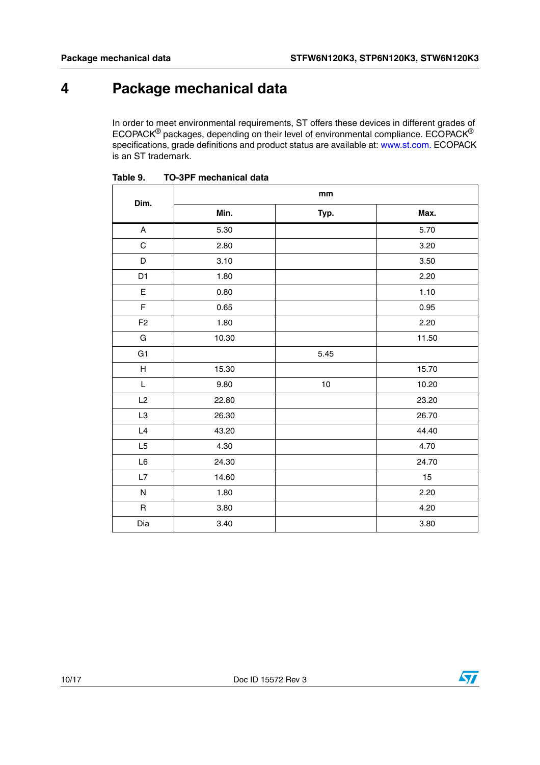# 4 Package mechanical data

In order to meet environmental requirements, ST offers these devices in different grades of ECOPACK® packages, depending on their level of environmental compliance. ECOPACK® specifications, grade definitions and product status are available at: www.st.com. ECOPACK is an ST trademark.

Table 9. TO-3PF mechanical data

| Dim. | mm | | |
|---|---|---|---|
| | Min. | Typ. | Max. |
| A | 5.30 | | 5.70 |
| C | 2.80 | | 3.20 |
| D | 3.10 | | 3.50 |
| D1 | 1.80 | | 2.20 |
| E | 0.80 | | 1.10 |
| F | 0.65 | | 0.95 |
| F2 | 1.80 | | 2.20 |
| G | 10.30 | | 11.50 |
| G1 | | 5.45 | |
| H | 15.30 | | 15.70 |
| L | 9.80 | 10 | 10.20 |
| L2 | 22.80 | | 23.20 |
| L3 | 26.30 | | 26.70 |
| L4 | 43.20 | | 44.40 |
| L5 | 4.30 | | 4.70 |
| L6 | 24.30 | | 24.70 |
| L7 | 14.60 | | 15 |
| N | 1.80 | | 2.20 |
| R | 3.80 | | 4.20 |
| Dia | 3.40 | | 3.80 |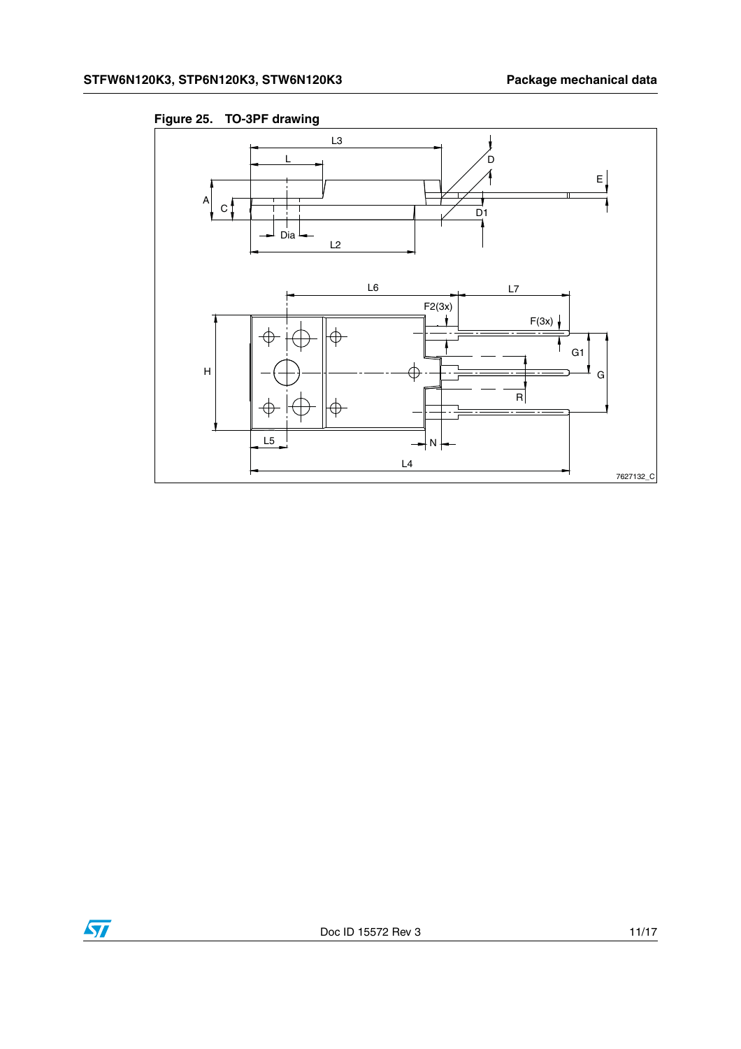**Figure 25. TO-3PF drawing**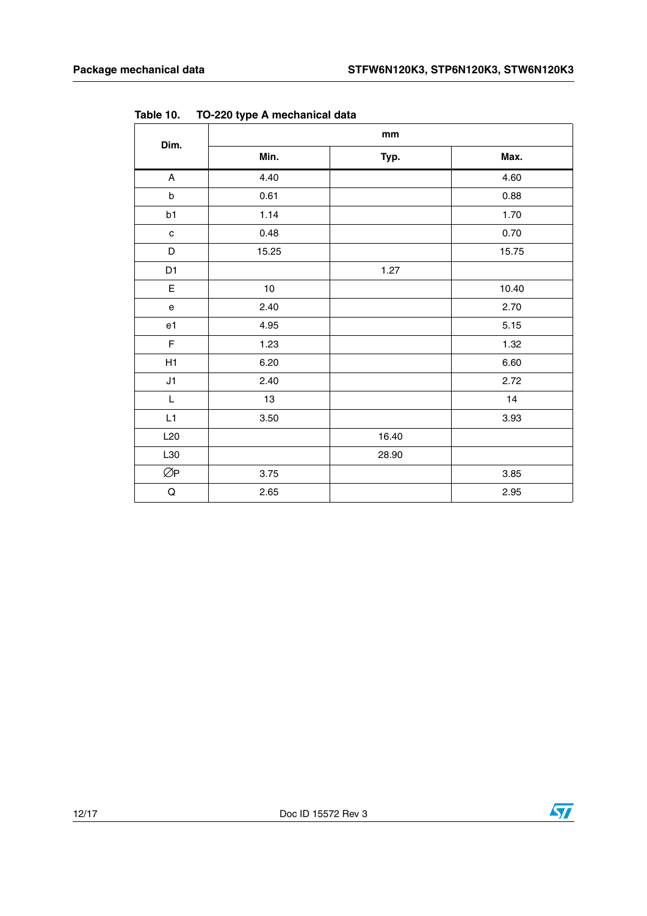Table 10. TO-220 type A mechanical data

| Dim. | mm | | |
|---|---|---|---|
| | Min. | Typ. | Max. |
| A | 4.40 | | 4.60 |
| b | 0.61 | | 0.88 |
| b1 | 1.14 | | 1.70 |
| c | 0.48 | | 0.70 |
| D | 15.25 | | 15.75 |
| D1 | | 1.27 | |
| E | 10 | | 10.40 |
| e | 2.40 | | 2.70 |
| e1 | 4.95 | | 5.15 |
| F | 1.23 | | 1.32 |
| H1 | 6.20 | | 6.60 |
| J1 | 2.40 | | 2.72 |
| L | 13 | | 14 |
| L1 | 3.50 | | 3.93 |
| L20 | | 16.40 | |
| L30 | | 28.90 | |
| ∅P | 3.75 | | 3.85 |
| Q | 2.65 | | 2.95 |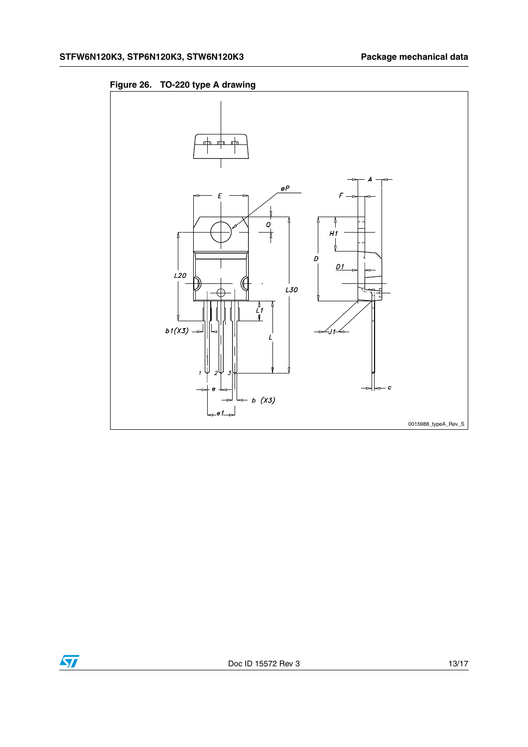**Figure 26. TO-220 type A drawing**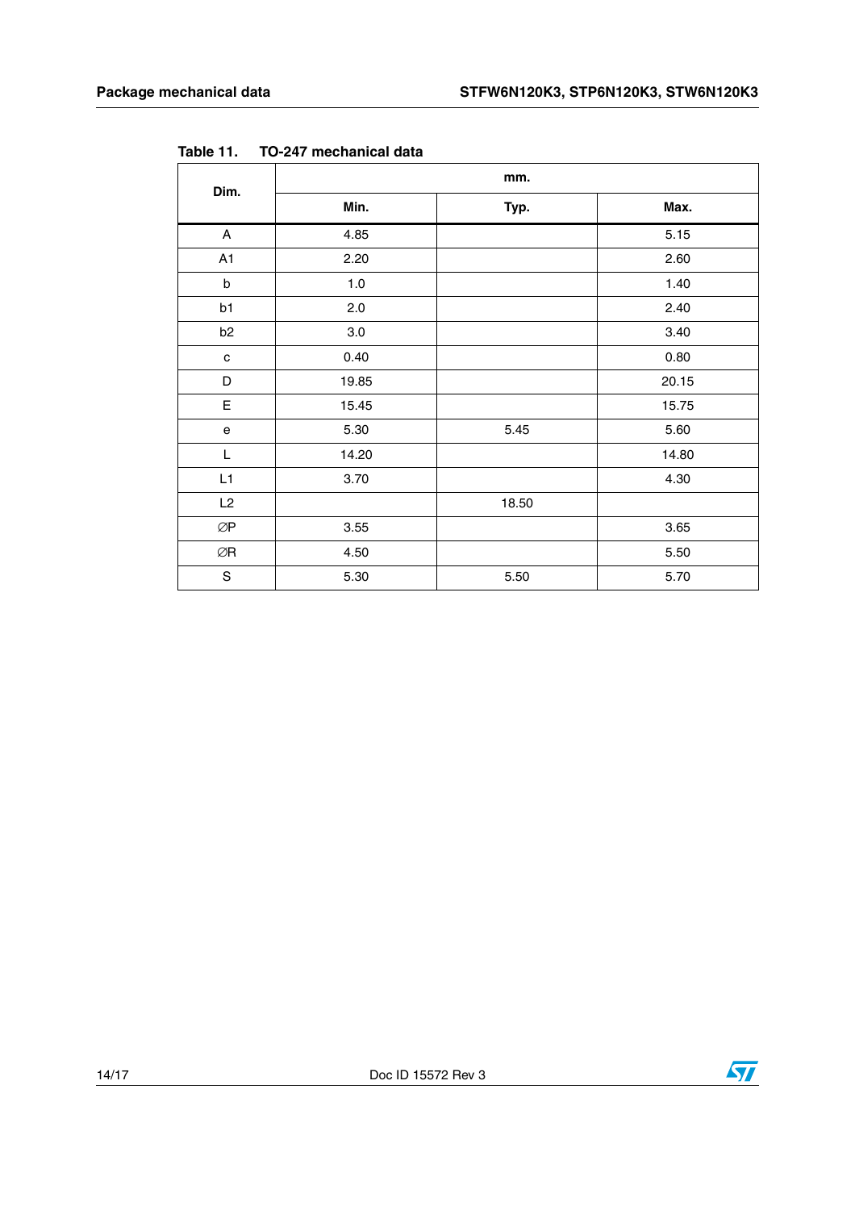Table 11. TO-247 mechanical data

| Dim. | mm. | | |
|---|---|---|---|
| | Min. | Typ. | Max. |
| A | 4.85 | | 5.15 |
| A1 | 2.20 | | 2.60 |
| b | 1.0 | | 1.40 |
| b1 | 2.0 | | 2.40 |
| b2 | 3.0 | | 3.40 |
| c | 0.40 | | 0.80 |
| D | 19.85 | | 20.15 |
| E | 15.45 | | 15.75 |
| e | 5.30 | 5.45 | 5.60 |
| L | 14.20 | | 14.80 |
| L1 | 3.70 | | 4.30 |
| L2 | | 18.50 | |
| ∅P | 3.55 | | 3.65 |
| ∅R | 4.50 | | 5.50 |
| S | 5.30 | 5.50 | 5.70 |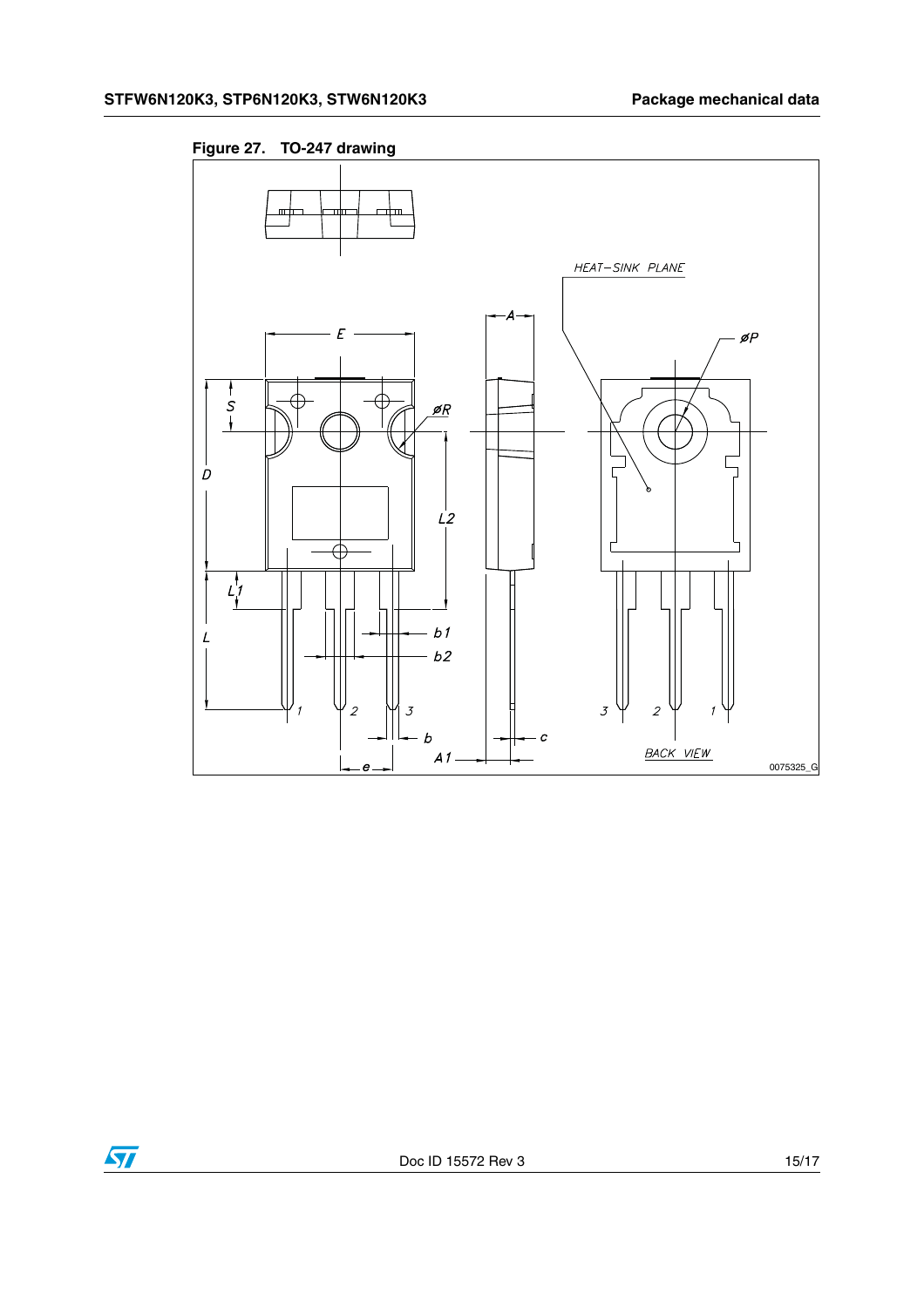Figure 27. TO-247 drawing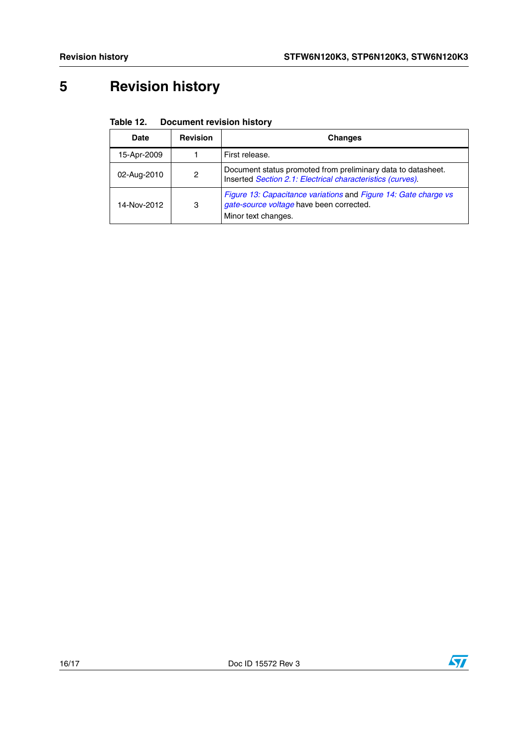# 5 Revision history

**Table 12. Document revision history**

| Date | Revision | Changes |
|---|---|---|
| 15-Apr-2009 | 1 | First release. |
| 02-Aug-2010 | 2 | Document status promoted from preliminary data to datasheet. Inserted *Section 2.1: Electrical characteristics (curves)*. |
| 14-Nov-2012 | 3 | *Figure 13: Capacitance variations* and *Figure 14: Gate charge vs gate-source voltage* have been corrected. Minor text changes. |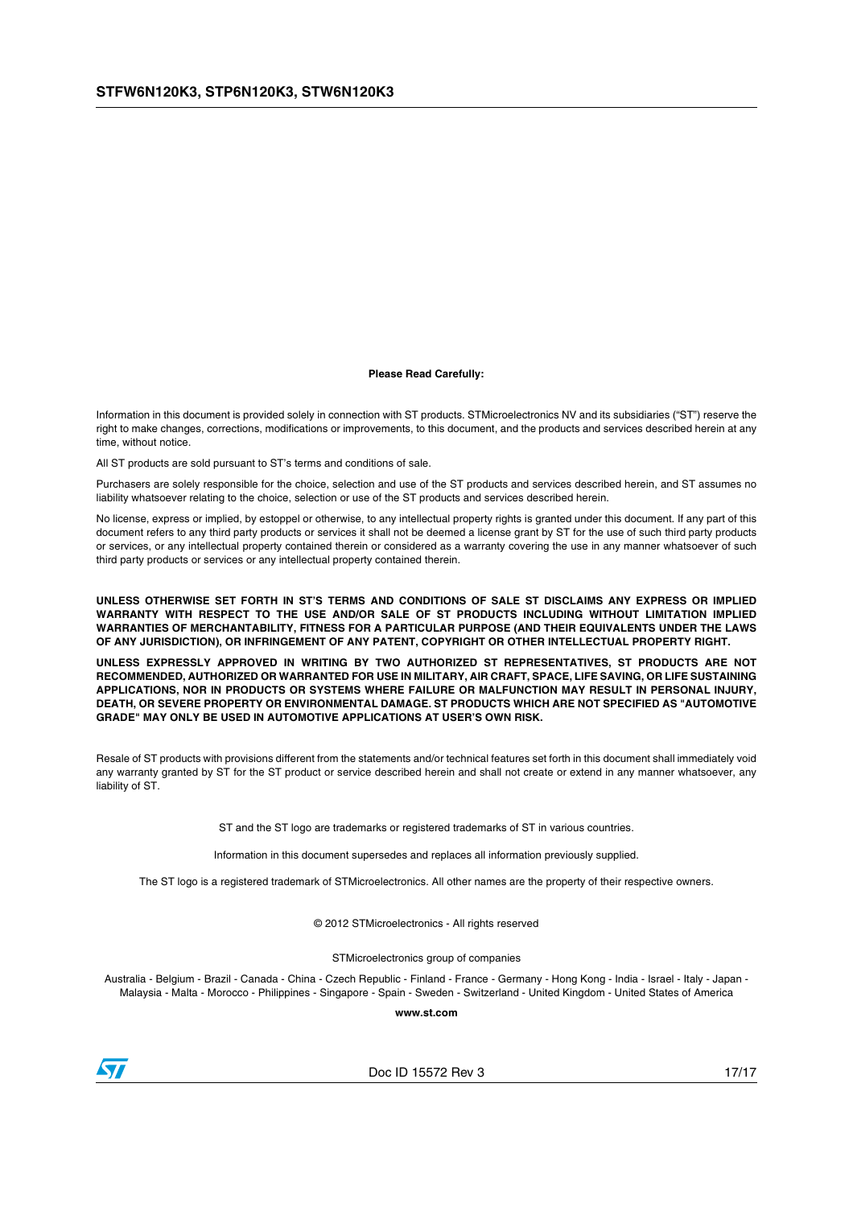**Please Read Carefully:**

Information in this document is provided solely in connection with ST products. STMicroelectronics NV and its subsidiaries ("ST") reserve the right to make changes, corrections, modifications or improvements, to this document, and the products and services described herein at any time, without notice.

All ST products are sold pursuant to ST's terms and conditions of sale.

Purchasers are solely responsible for the choice, selection and use of the ST products and services described herein, and ST assumes no liability whatsoever relating to the choice, selection or use of the ST products and services described herein.

No license, express or implied, by estoppel or otherwise, to any intellectual property rights is granted under this document. If any part of this document refers to any third party products or services it shall not be deemed a license grant by ST for the use of such third party products or services, or any intellectual property contained therein or considered as a warranty covering the use in any manner whatsoever of such third party products or services or any intellectual property contained therein.

**UNLESS OTHERWISE SET FORTH IN ST'S TERMS AND CONDITIONS OF SALE ST DISCLAIMS ANY EXPRESS OR IMPLIED WARRANTY WITH RESPECT TO THE USE AND/OR SALE OF ST PRODUCTS INCLUDING WITHOUT LIMITATION IMPLIED WARRANTIES OF MERCHANTABILITY, FITNESS FOR A PARTICULAR PURPOSE (AND THEIR EQUIVALENTS UNDER THE LAWS OF ANY JURISDICTION), OR INFRINGEMENT OF ANY PATENT, COPYRIGHT OR OTHER INTELLECTUAL PROPERTY RIGHT.**

**UNLESS EXPRESSLY APPROVED IN WRITING BY TWO AUTHORIZED ST REPRESENTATIVES, ST PRODUCTS ARE NOT RECOMMENDED, AUTHORIZED OR WARRANTED FOR USE IN MILITARY, AIR CRAFT, SPACE, LIFE SAVING, OR LIFE SUSTAINING APPLICATIONS, NOR IN PRODUCTS OR SYSTEMS WHERE FAILURE OR MALFUNCTION MAY RESULT IN PERSONAL INJURY, DEATH, OR SEVERE PROPERTY OR ENVIRONMENTAL DAMAGE. ST PRODUCTS WHICH ARE NOT SPECIFIED AS "AUTOMOTIVE GRADE" MAY ONLY BE USED IN AUTOMOTIVE APPLICATIONS AT USER'S OWN RISK.**

Resale of ST products with provisions different from the statements and/or technical features set forth in this document shall immediately void any warranty granted by ST for the ST product or service described herein and shall not create or extend in any manner whatsoever, any liability of ST.

ST and the ST logo are trademarks or registered trademarks of ST in various countries.

Information in this document supersedes and replaces all information previously supplied.

The ST logo is a registered trademark of STMicroelectronics. All other names are the property of their respective owners.

© 2012 STMicroelectronics - All rights reserved

STMicroelectronics group of companies

Australia - Belgium - Brazil - Canada - China - Czech Republic - Finland - France - Germany - Hong Kong - India - Israel - Italy - Japan - Malaysia - Malta - Morocco - Philippines - Singapore - Spain - Sweden - Switzerland - United Kingdom - United States of America

**www.st.com**